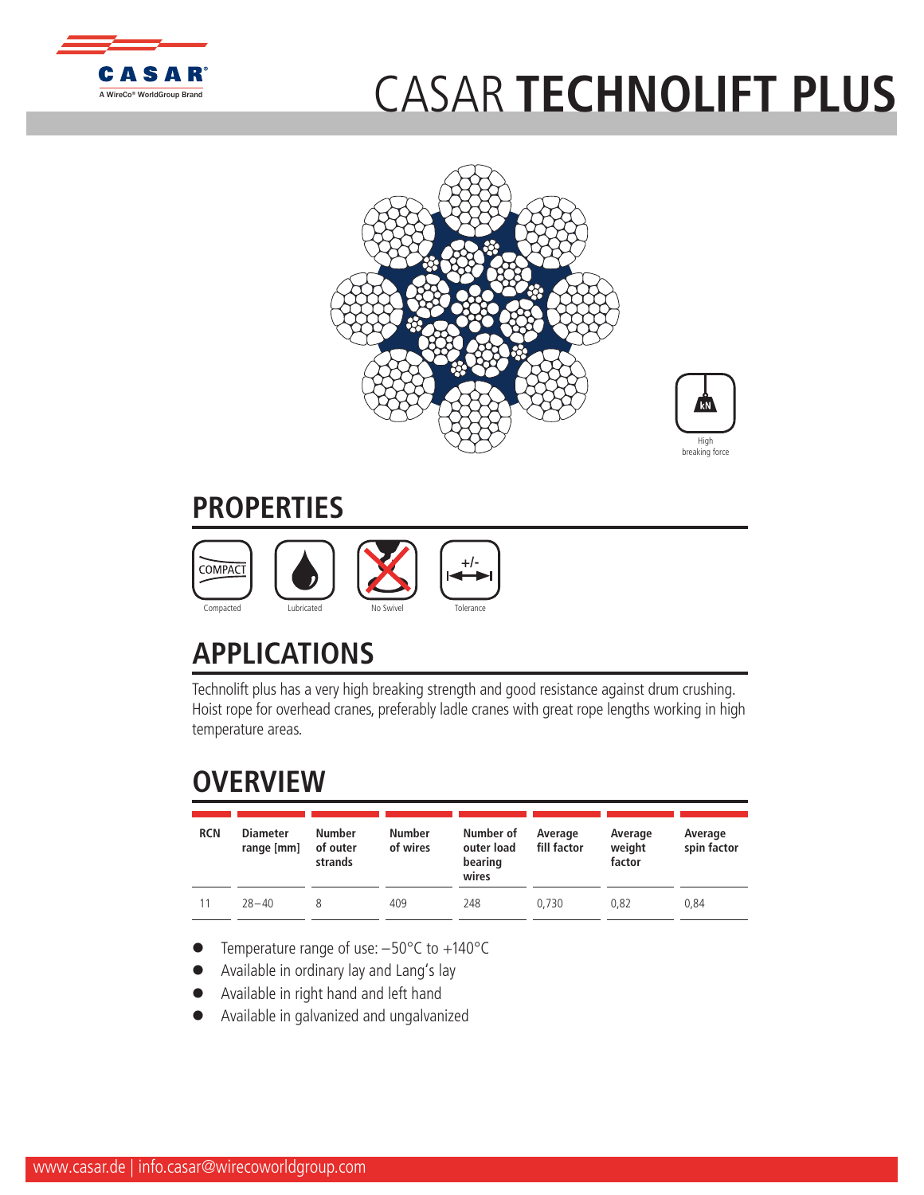# CASAR **TECHNOLIFT PLUS**

High breaking force

## PROPERTIES

Compacted | Lubricated | No Swivel | Tolerance

## APPLICATIONS

Technolift plus has a very high breaking strength and good resistance against drum crushing. Hoist rope for overhead cranes, preferably ladle cranes with great rope lengths working in high temperature areas.

## OVERVIEW

| RCN | Diameter range [mm] | Number of outer strands | Number of wires | Number of outer load bearing wires | Average fill factor | Average weight factor | Average spin factor |
|---|---|---|---|---|---|---|---|
| 11 | 28 – 40 | 8 | 409 | 248 | 0,730 | 0,82 | 0,84 |

- Temperature range of use: –50°C to +140°C
- Available in ordinary lay and Lang's lay
- Available in right hand and left hand
- Available in galvanized and ungalvanized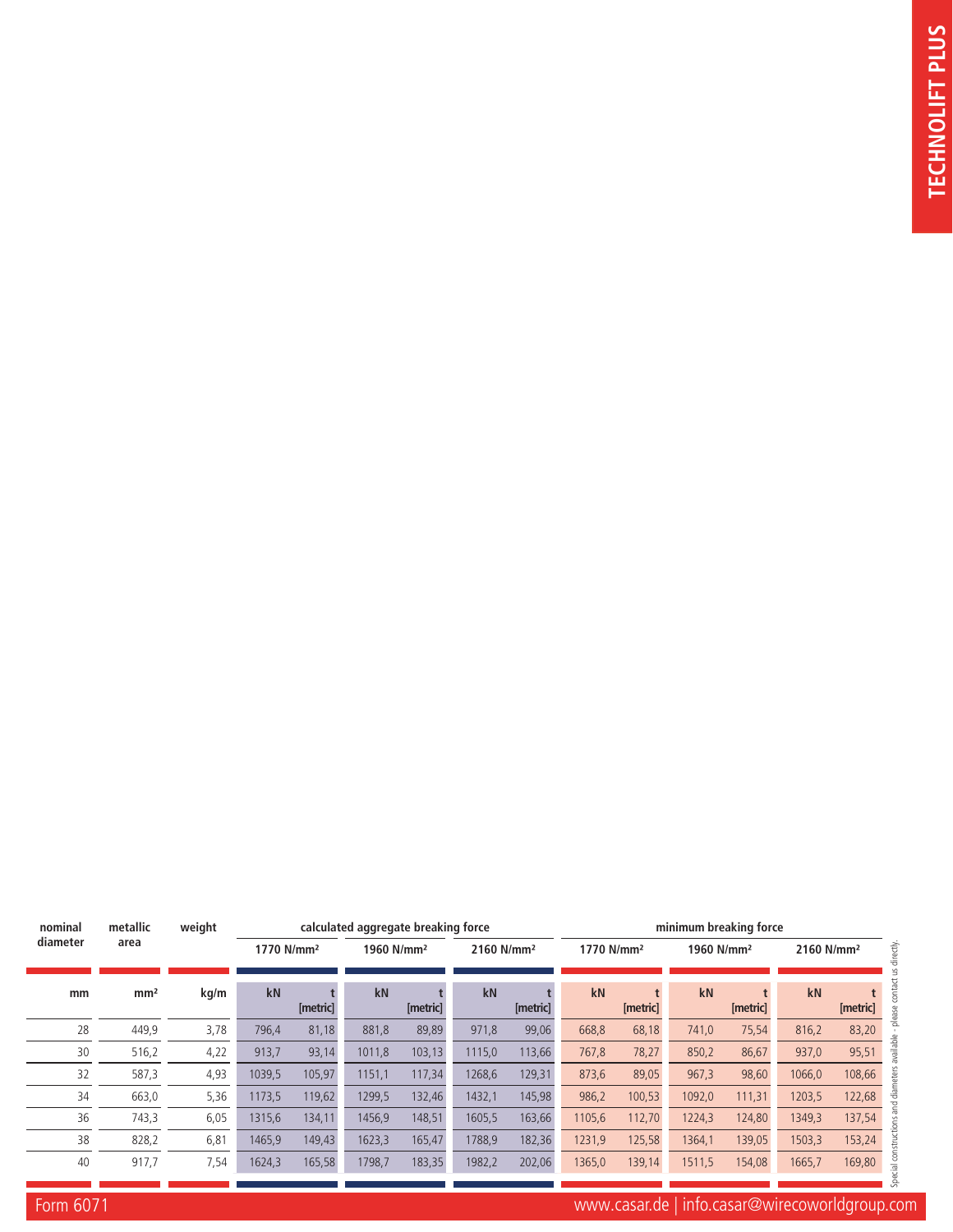# TECHNOLIFT PLUS

| nominal diameter | metallic area | weight | calculated aggregate breaking force | | | | | | minimum breaking force | | | | | |
|---|---|---|---|---|---|---|---|---|---|---|---|---|---|---|
| | | | 1770 N/mm² | | 1960 N/mm² | | 2160 N/mm² | | 1770 N/mm² | | 1960 N/mm² | | 2160 N/mm² | |
| mm | mm² | kg/m | kN | t [metric] | kN | t [metric] | kN | t [metric] | kN | t [metric] | kN | t [metric] | kN | t [metric] |
| 28 | 449,9 | 3,78 | 796,4 | 81,18 | 881,8 | 89,89 | 971,8 | 99,06 | 668,8 | 68,18 | 741,0 | 75,54 | 816,2 | 83,20 |
| 30 | 516,2 | 4,22 | 913,7 | 93,14 | 1011,8 | 103,13 | 1115,0 | 113,66 | 767,8 | 78,27 | 850,2 | 86,67 | 937,0 | 95,51 |
| 32 | 587,3 | 4,93 | 1039,5 | 105,97 | 1151,1 | 117,34 | 1268,6 | 129,31 | 873,6 | 89,05 | 967,3 | 98,60 | 1066,0 | 108,66 |
| 34 | 663,0 | 5,36 | 1173,5 | 119,62 | 1299,5 | 132,46 | 1432,1 | 145,98 | 986,2 | 100,53 | 1092,0 | 111,31 | 1203,5 | 122,68 |
| 36 | 743,3 | 6,05 | 1315,6 | 134,11 | 1456,9 | 148,51 | 1605,5 | 163,66 | 1105,6 | 112,70 | 1224,3 | 124,80 | 1349,3 | 137,54 |
| 38 | 828,2 | 6,81 | 1465,9 | 149,43 | 1623,3 | 165,47 | 1788,9 | 182,36 | 1231,9 | 125,58 | 1364,1 | 139,05 | 1503,3 | 153,24 |
| 40 | 917,7 | 7,54 | 1624,3 | 165,58 | 1798,7 | 183,35 | 1982,2 | 202,06 | 1365,0 | 139,14 | 1511,5 | 154,08 | 1665,7 | 169,80 |

Special constructions and diameters available - please contact us directly.

Form 6071

www.casar.de | info.casar@wirecoworldgroup.com